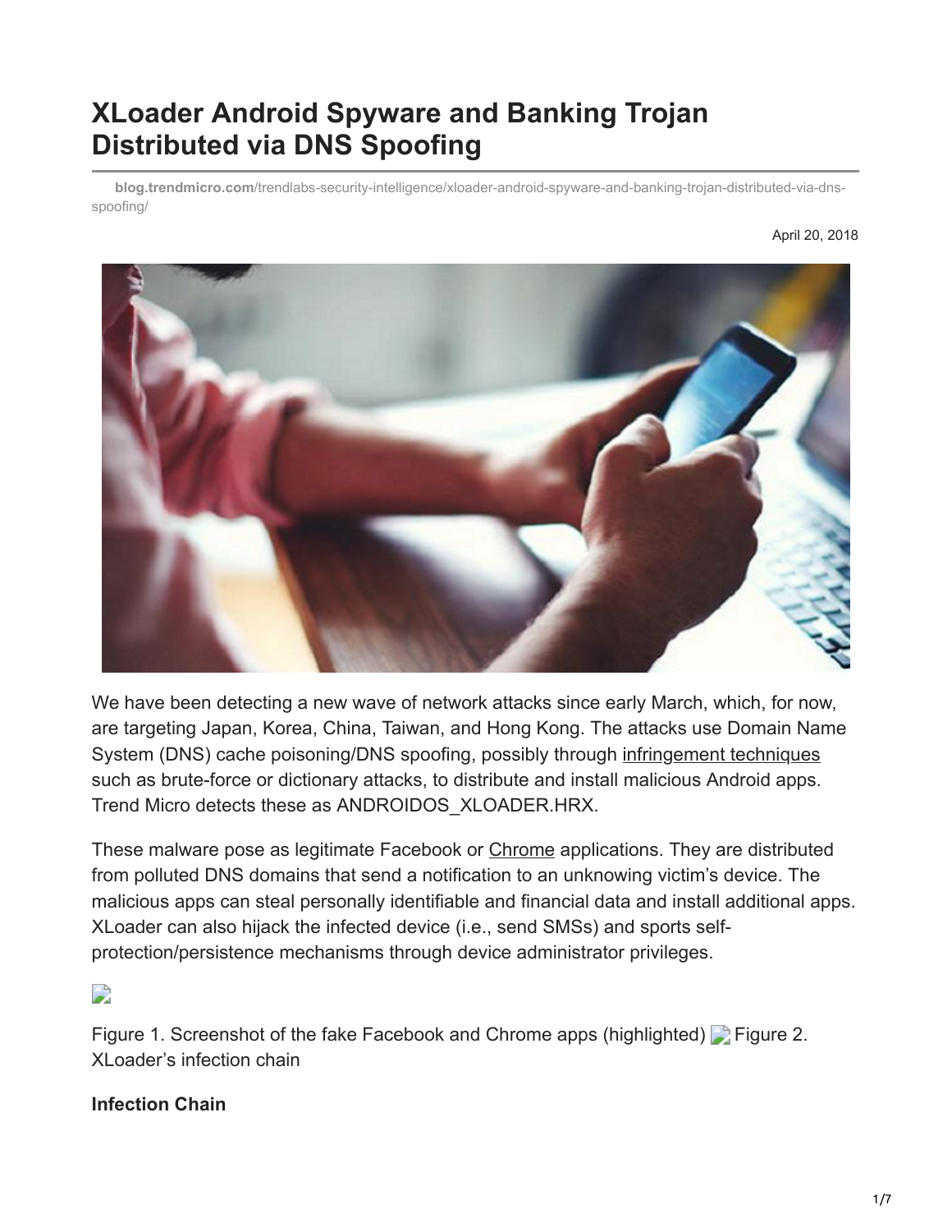# XLoader Android Spyware and Banking Trojan Distributed via DNS Spoofing

blog.trendmicro.com/trendlabs-security-intelligence/xloader-android-spyware-and-banking-trojan-distributed-via-dns-spoofing/

April 20, 2018

We have been detecting a new wave of network attacks since early March, which, for now, are targeting Japan, Korea, China, Taiwan, and Hong Kong. The attacks use Domain Name System (DNS) cache poisoning/DNS spoofing, possibly through infringement techniques such as brute-force or dictionary attacks, to distribute and install malicious Android apps. Trend Micro detects these as ANDROIDOS_XLOADER.HRX.

These malware pose as legitimate Facebook or Chrome applications. They are distributed from polluted DNS domains that send a notification to an unknowing victim's device. The malicious apps can steal personally identifiable and financial data and install additional apps. XLoader can also hijack the infected device (i.e., send SMSs) and sports self-protection/persistence mechanisms through device administrator privileges.

Figure 1. Screenshot of the fake Facebook and Chrome apps (highlighted) Figure 2. XLoader's infection chain

**Infection Chain**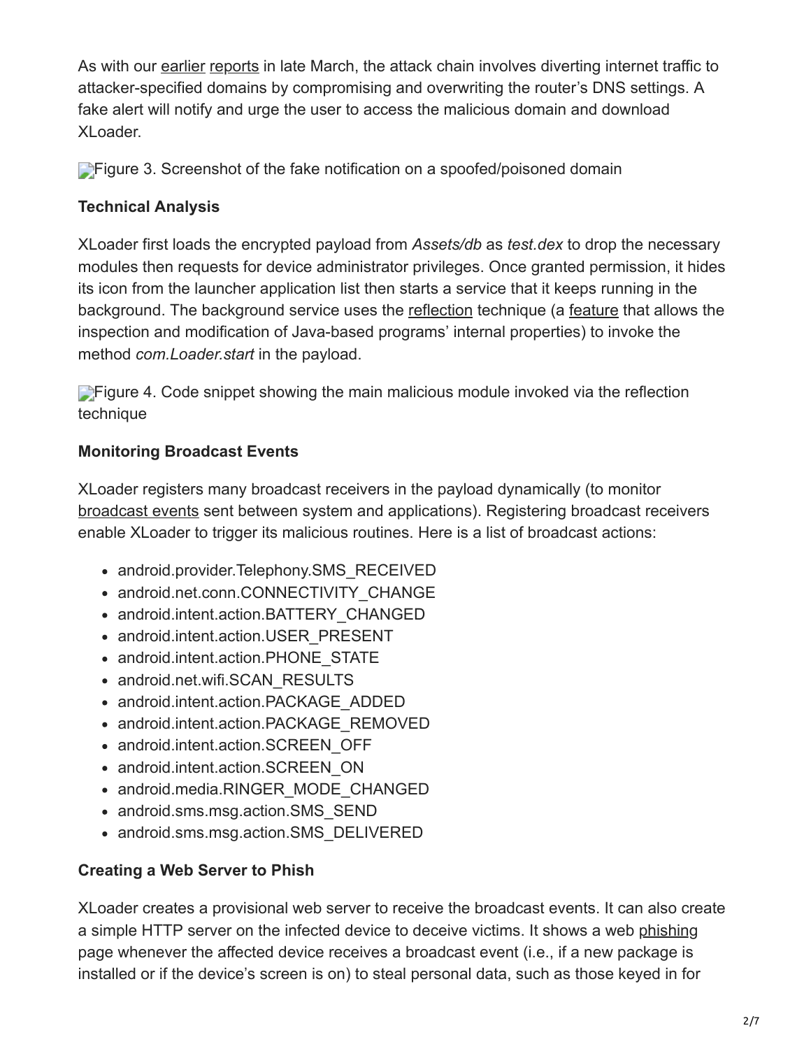As with our earlier reports in late March, the attack chain involves diverting internet traffic to attacker-specified domains by compromising and overwriting the router's DNS settings. A fake alert will notify and urge the user to access the malicious domain and download XLoader.

Figure 3. Screenshot of the fake notification on a spoofed/poisoned domain

### Technical Analysis

XLoader first loads the encrypted payload from *Assets/db* as *test.dex* to drop the necessary modules then requests for device administrator privileges. Once granted permission, it hides its icon from the launcher application list then starts a service that it keeps running in the background. The background service uses the reflection technique (a feature that allows the inspection and modification of Java-based programs' internal properties) to invoke the method *com.Loader.start* in the payload.

Figure 4. Code snippet showing the main malicious module invoked via the reflection technique

### Monitoring Broadcast Events

XLoader registers many broadcast receivers in the payload dynamically (to monitor broadcast events sent between system and applications). Registering broadcast receivers enable XLoader to trigger its malicious routines. Here is a list of broadcast actions:

- android.provider.Telephony.SMS_RECEIVED
- android.net.conn.CONNECTIVITY_CHANGE
- android.intent.action.BATTERY_CHANGED
- android.intent.action.USER_PRESENT
- android.intent.action.PHONE_STATE
- android.net.wifi.SCAN_RESULTS
- android.intent.action.PACKAGE_ADDED
- android.intent.action.PACKAGE_REMOVED
- android.intent.action.SCREEN_OFF
- android.intent.action.SCREEN_ON
- android.media.RINGER_MODE_CHANGED
- android.sms.msg.action.SMS_SEND
- android.sms.msg.action.SMS_DELIVERED

### Creating a Web Server to Phish

XLoader creates a provisional web server to receive the broadcast events. It can also create a simple HTTP server on the infected device to deceive victims. It shows a web phishing page whenever the affected device receives a broadcast event (i.e., if a new package is installed or if the device's screen is on) to steal personal data, such as those keyed in for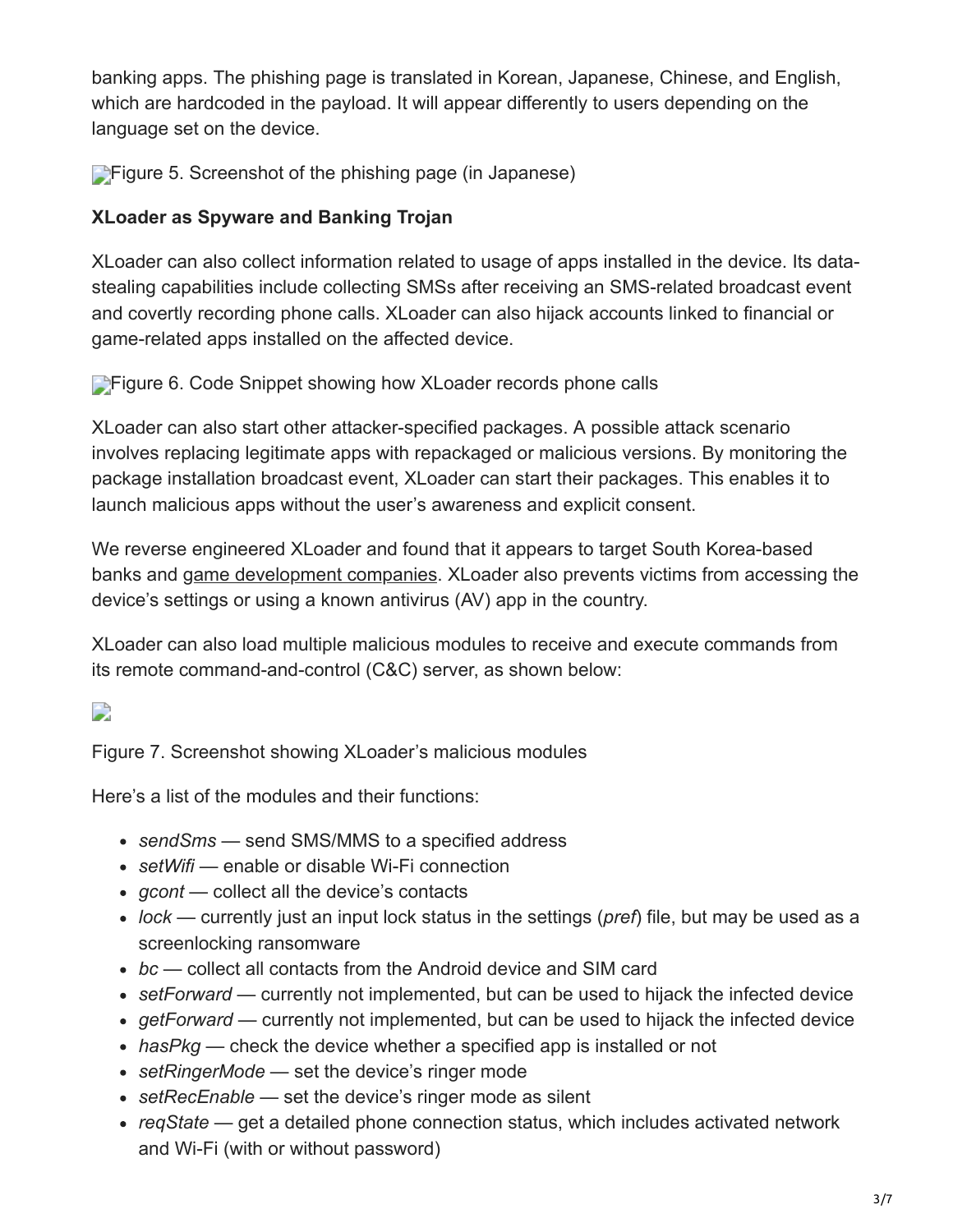banking apps. The phishing page is translated in Korean, Japanese, Chinese, and English, which are hardcoded in the payload. It will appear differently to users depending on the language set on the device.

Figure 5. Screenshot of the phishing page (in Japanese)

**XLoader as Spyware and Banking Trojan**

XLoader can also collect information related to usage of apps installed in the device. Its data-stealing capabilities include collecting SMSs after receiving an SMS-related broadcast event and covertly recording phone calls. XLoader can also hijack accounts linked to financial or game-related apps installed on the affected device.

Figure 6. Code Snippet showing how XLoader records phone calls

XLoader can also start other attacker-specified packages. A possible attack scenario involves replacing legitimate apps with repackaged or malicious versions. By monitoring the package installation broadcast event, XLoader can start their packages. This enables it to launch malicious apps without the user's awareness and explicit consent.

We reverse engineered XLoader and found that it appears to target South Korea-based banks and game development companies. XLoader also prevents victims from accessing the device's settings or using a known antivirus (AV) app in the country.

XLoader can also load multiple malicious modules to receive and execute commands from its remote command-and-control (C&C) server, as shown below:

Figure 7. Screenshot showing XLoader's malicious modules

Here's a list of the modules and their functions:

- *sendSms* — send SMS/MMS to a specified address
- *setWifi* — enable or disable Wi-Fi connection
- *gcont* — collect all the device's contacts
- *lock* — currently just an input lock status in the settings (*pref*) file, but may be used as a screenlocking ransomware
- *bc* — collect all contacts from the Android device and SIM card
- *setForward* — currently not implemented, but can be used to hijack the infected device
- *getForward* — currently not implemented, but can be used to hijack the infected device
- *hasPkg* — check the device whether a specified app is installed or not
- *setRingerMode* — set the device's ringer mode
- *setRecEnable* — set the device's ringer mode as silent
- *reqState* — get a detailed phone connection status, which includes activated network and Wi-Fi (with or without password)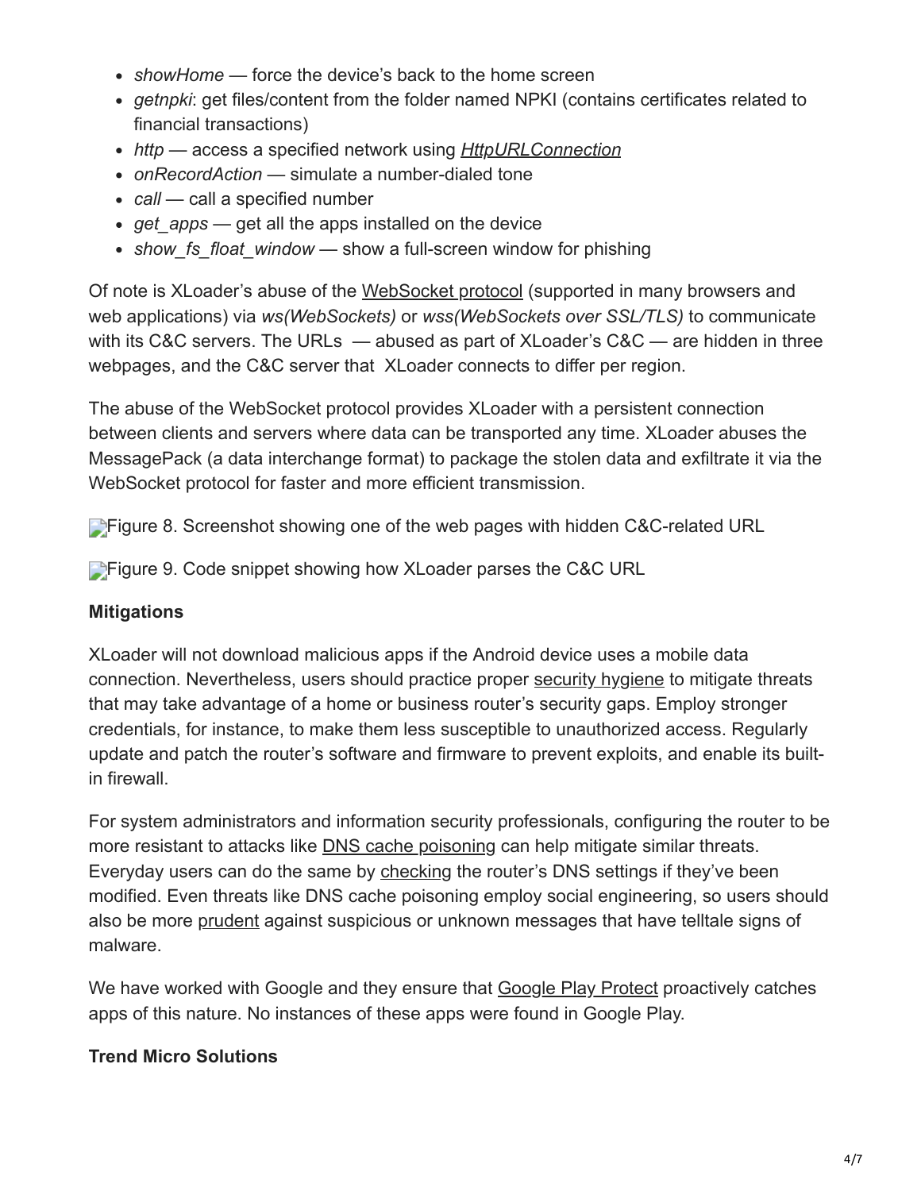- *showHome* — force the device's back to the home screen
- *getnpki*: get files/content from the folder named NPKI (contains certificates related to financial transactions)
- *http* — access a specified network using *HttpURLConnection*
- *onRecordAction* — simulate a number-dialed tone
- *call* — call a specified number
- *get_apps* — get all the apps installed on the device
- *show_fs_float_window* — show a full-screen window for phishing

Of note is XLoader's abuse of the WebSocket protocol (supported in many browsers and web applications) via *ws(WebSockets)* or *wss(WebSockets over SSL/TLS)* to communicate with its C&C servers. The URLs — abused as part of XLoader's C&C — are hidden in three webpages, and the C&C server that XLoader connects to differ per region.

The abuse of the WebSocket protocol provides XLoader with a persistent connection between clients and servers where data can be transported any time. XLoader abuses the MessagePack (a data interchange format) to package the stolen data and exfiltrate it via the WebSocket protocol for faster and more efficient transmission.

Figure 8. Screenshot showing one of the web pages with hidden C&C-related URL

Figure 9. Code snippet showing how XLoader parses the C&C URL

**Mitigations**

XLoader will not download malicious apps if the Android device uses a mobile data connection. Nevertheless, users should practice proper security hygiene to mitigate threats that may take advantage of a home or business router's security gaps. Employ stronger credentials, for instance, to make them less susceptible to unauthorized access. Regularly update and patch the router's software and firmware to prevent exploits, and enable its built-in firewall.

For system administrators and information security professionals, configuring the router to be more resistant to attacks like DNS cache poisoning can help mitigate similar threats. Everyday users can do the same by checking the router's DNS settings if they've been modified. Even threats like DNS cache poisoning employ social engineering, so users should also be more prudent against suspicious or unknown messages that have telltale signs of malware.

We have worked with Google and they ensure that Google Play Protect proactively catches apps of this nature. No instances of these apps were found in Google Play.

**Trend Micro Solutions**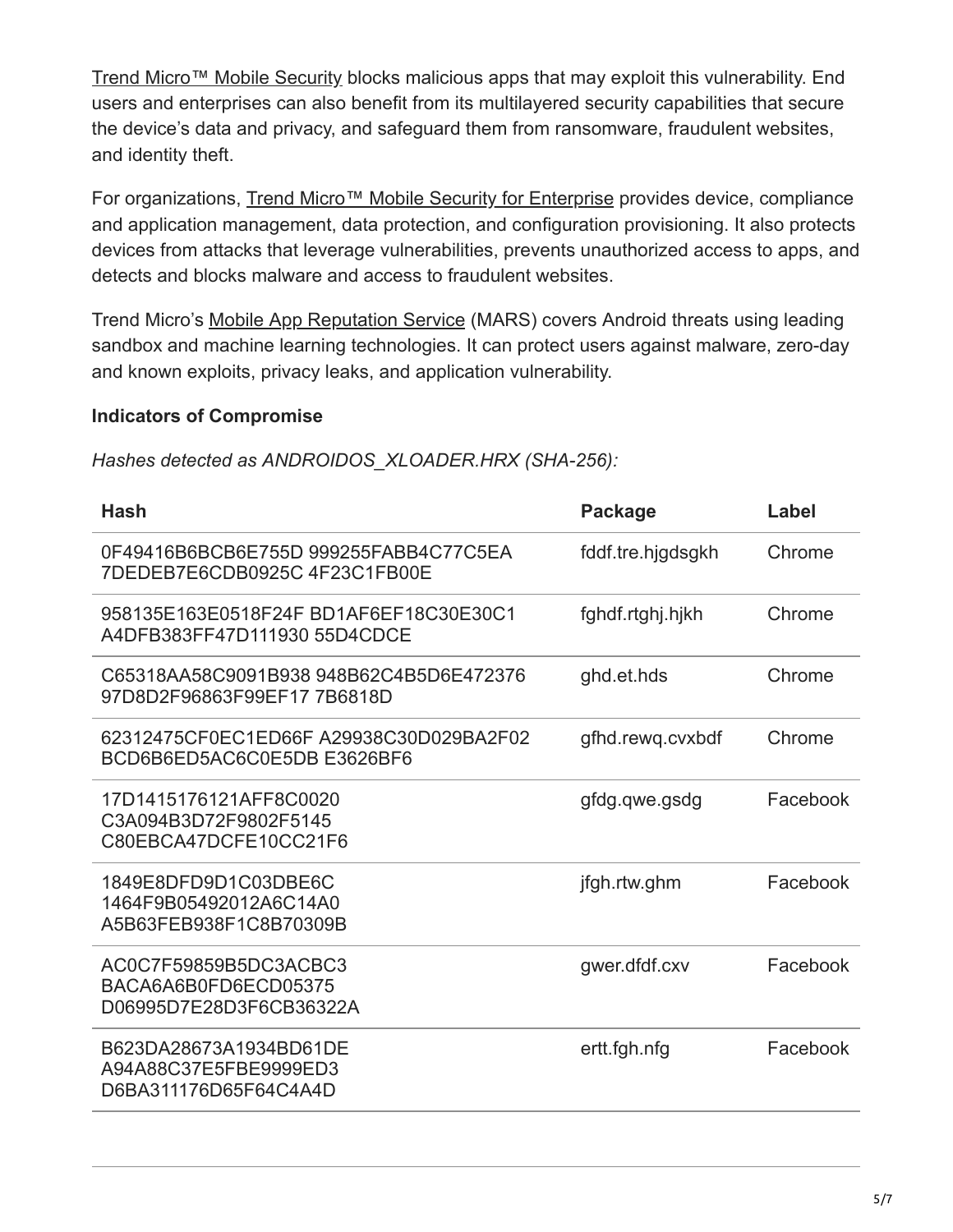Trend Micro™ Mobile Security blocks malicious apps that may exploit this vulnerability. End users and enterprises can also benefit from its multilayered security capabilities that secure the device's data and privacy, and safeguard them from ransomware, fraudulent websites, and identity theft.

For organizations, Trend Micro™ Mobile Security for Enterprise provides device, compliance and application management, data protection, and configuration provisioning. It also protects devices from attacks that leverage vulnerabilities, prevents unauthorized access to apps, and detects and blocks malware and access to fraudulent websites.

Trend Micro's Mobile App Reputation Service (MARS) covers Android threats using leading sandbox and machine learning technologies. It can protect users against malware, zero-day and known exploits, privacy leaks, and application vulnerability.

**Indicators of Compromise**

*Hashes detected as ANDROIDOS_XLOADER.HRX (SHA-256):*

| Hash | Package | Label |
|---|---|---|
| 0F49416B6BCB6E755D 999255FABB4C77C5EA 7DEDEB7E6CDB0925C 4F23C1FB00E | fddf.tre.hjgdsgkh | Chrome |
| 958135E163E0518F24F BD1AF6EF18C30E30C1 A4DFB383FF47D111930 55D4CDCE | fghdf.rtghj.hjkh | Chrome |
| C65318AA58C9091B938 948B62C4B5D6E472376 97D8D2F96863F99EF17 7B6818D | ghd.et.hds | Chrome |
| 62312475CF0EC1ED66F A29938C30D029BA2F02 BCD6B6ED5AC6C0E5DB E3626BF6 | gfhd.rewq.cvxbdf | Chrome |
| 17D1415176121AFF8C0020 C3A094B3D72F9802F5145 C80EBCA47DCFE10CC21F6 | gfdg.qwe.gsdg | Facebook |
| 1849E8DFD9D1C03DBE6C 1464F9B05492012A6C14A0 A5B63FEB938F1C8B70309B | jfgh.rtw.ghm | Facebook |
| AC0C7F59859B5DC3ACBC3 BACA6A6B0FD6ECD05375 D06995D7E28D3F6CB36322A | gwer.dfdf.cxv | Facebook |
| B623DA28673A1934BD61DE A94A88C37E5FBE9999ED3 D6BA311176D65F64C4A4D | ertt.fgh.nfg | Facebook |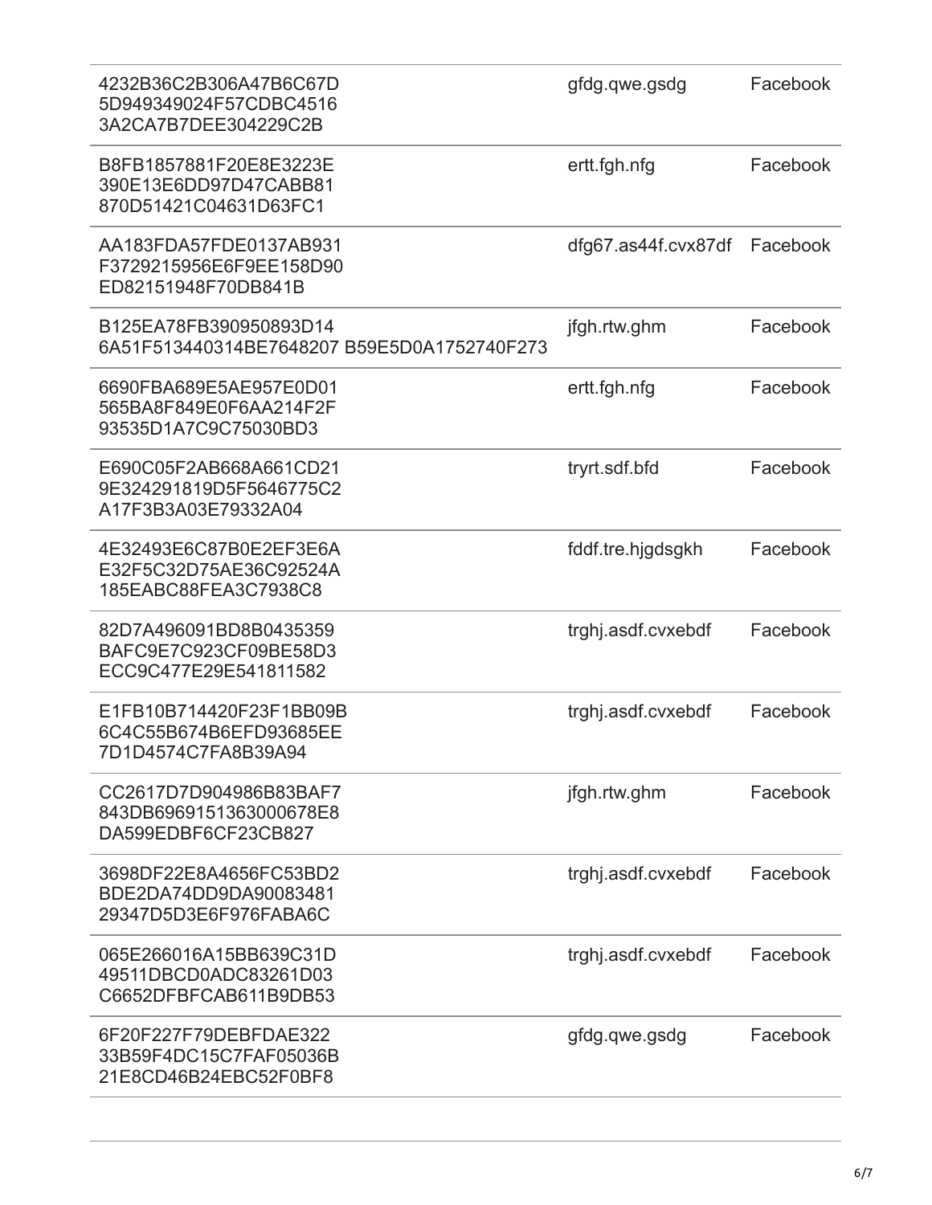| | | |
|---|---|---|
| 4232B36C2B306A47B6C67D 5D949349024F57CDBC4516 3A2CA7B7DEE304229C2B | gfdg.qwe.gsdg | Facebook |
| B8FB1857881F20E8E3223E 390E13E6DD97D47CABB81 870D51421C04631D63FC1 | ertt.fgh.nfg | Facebook |
| AA183FDA57FDE0137AB931 F3729215956E6F9EE158D90 ED82151948F70DB841B | dfg67.as44f.cvx87df | Facebook |
| B125EA78FB390950893D14 6A51F513440314BE7648207 B59E5D0A1752740F273 | jfgh.rtw.ghm | Facebook |
| 6690FBA689E5AE957E0D01 565BA8F849E0F6AA214F2F 93535D1A7C9C75030BD3 | ertt.fgh.nfg | Facebook |
| E690C05F2AB668A661CD21 9E324291819D5F5646775C2 A17F3B3A03E79332A04 | tryrt.sdf.bfd | Facebook |
| 4E32493E6C87B0E2EF3E6A E32F5C32D75AE36C92524A 185EABC88FEA3C7938C8 | fddf.tre.hjgdsgkh | Facebook |
| 82D7A496091BD8B0435359 BAFC9E7C923CF09BE58D3 ECC9C477E29E541811582 | trghj.asdf.cvxebdf | Facebook |
| E1FB10B714420F23F1BB09B 6C4C55B674B6EFD93685EE 7D1D4574C7FA8B39A94 | trghj.asdf.cvxebdf | Facebook |
| CC2617D7D904986B83BAF7 843DB6969151363000678E8 DA599EDBF6CF23CB827 | jfgh.rtw.ghm | Facebook |
| 3698DF22E8A4656FC53BD2 BDE2DA74DD9DA90083481 29347D5D3E6F976FABA6C | trghj.asdf.cvxebdf | Facebook |
| 065E266016A15BB639C31D 49511DBCD0ADC83261D03 C6652DFBFCAB611B9DB53 | trghj.asdf.cvxebdf | Facebook |
| 6F20F227F79DEBFDAE322 33B59F4DC15C7FAF05036B 21E8CD46B24EBC52F0BF8 | gfdg.qwe.gsdg | Facebook |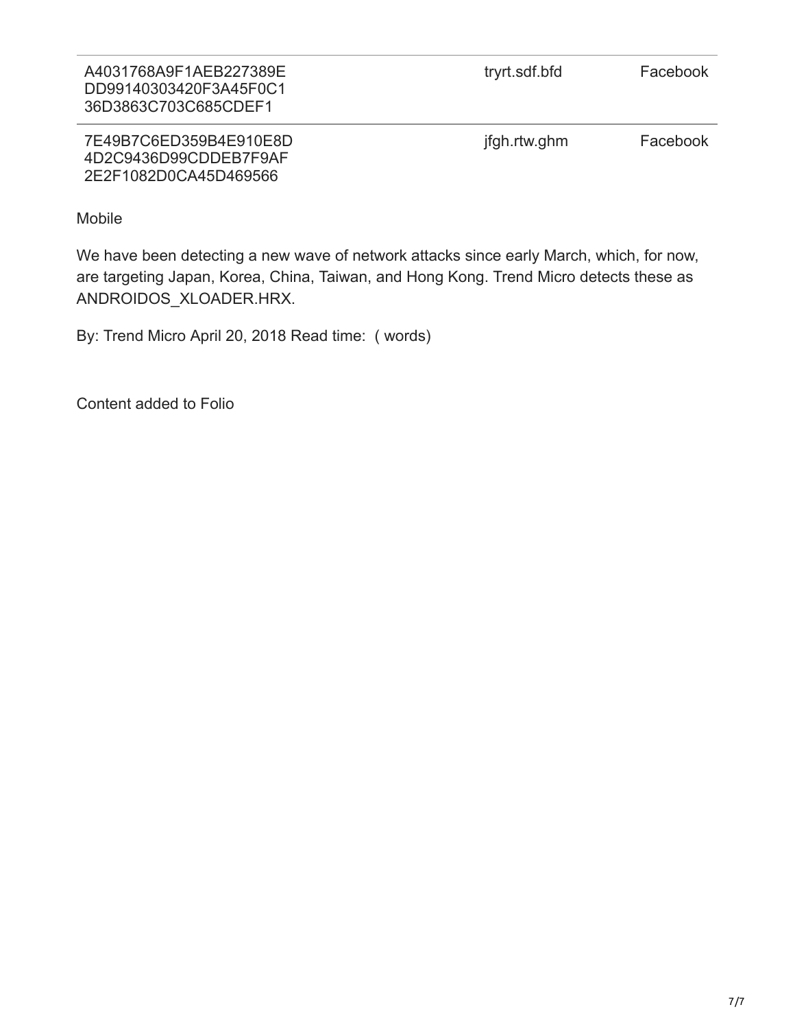| | | |
| --- | --- | --- |
| A4031768A9F1AEB227389EDD99140303420F3A45F0C136D3863C703C685CDEF1 | tryrt.sdf.bfd | Facebook |
| 7E49B7C6ED359B4E910E8D4D2C9436D99CDDEB7F9AF2E2F1082D0CA45D469566 | jfgh.rtw.ghm | Facebook |

Mobile

We have been detecting a new wave of network attacks since early March, which, for now, are targeting Japan, Korea, China, Taiwan, and Hong Kong. Trend Micro detects these as ANDROIDOS_XLOADER.HRX.

By: Trend Micro April 20, 2018 Read time: ( words)

Content added to Folio